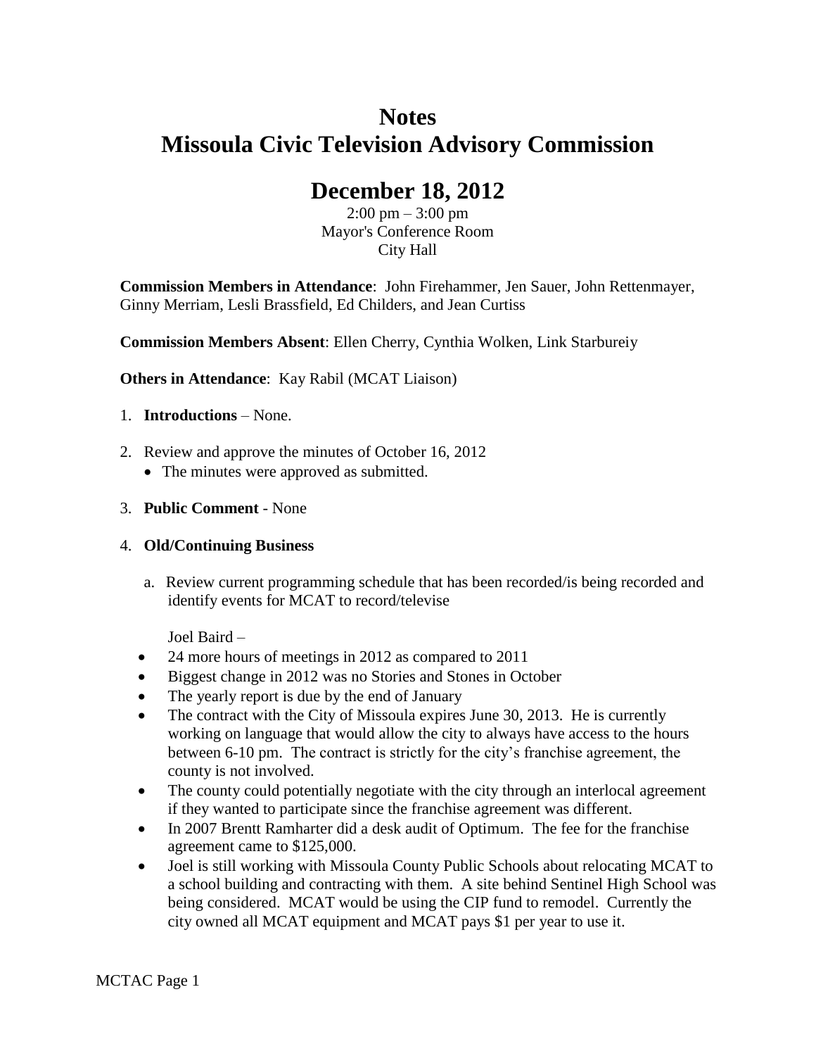# Notes
# Missoula Civic Television Advisory Commission

## December 18, 2012

2:00 pm – 3:00 pm
Mayor's Conference Room
City Hall

**Commission Members in Attendance**: John Firehammer, Jen Sauer, John Rettenmayer, Ginny Merriam, Lesli Brassfield, Ed Childers, and Jean Curtiss

**Commission Members Absent**: Ellen Cherry, Cynthia Wolken, Link Starbureiy

**Others in Attendance**: Kay Rabil (MCAT Liaison)

1. **Introductions** – None.
2. Review and approve the minutes of October 16, 2012
   - The minutes were approved as submitted.
3. **Public Comment** - None
4. **Old/Continuing Business**

   a. Review current programming schedule that has been recorded/is being recorded and identify events for MCAT to record/televise

   Joel Baird –

   - 24 more hours of meetings in 2012 as compared to 2011
   - Biggest change in 2012 was no Stories and Stones in October
   - The yearly report is due by the end of January
   - The contract with the City of Missoula expires June 30, 2013. He is currently working on language that would allow the city to always have access to the hours between 6-10 pm. The contract is strictly for the city's franchise agreement, the county is not involved.
   - The county could potentially negotiate with the city through an interlocal agreement if they wanted to participate since the franchise agreement was different.
   - In 2007 Brentt Ramharter did a desk audit of Optimum. The fee for the franchise agreement came to $125,000.
   - Joel is still working with Missoula County Public Schools about relocating MCAT to a school building and contracting with them. A site behind Sentinel High School was being considered. MCAT would be using the CIP fund to remodel. Currently the city owned all MCAT equipment and MCAT pays $1 per year to use it.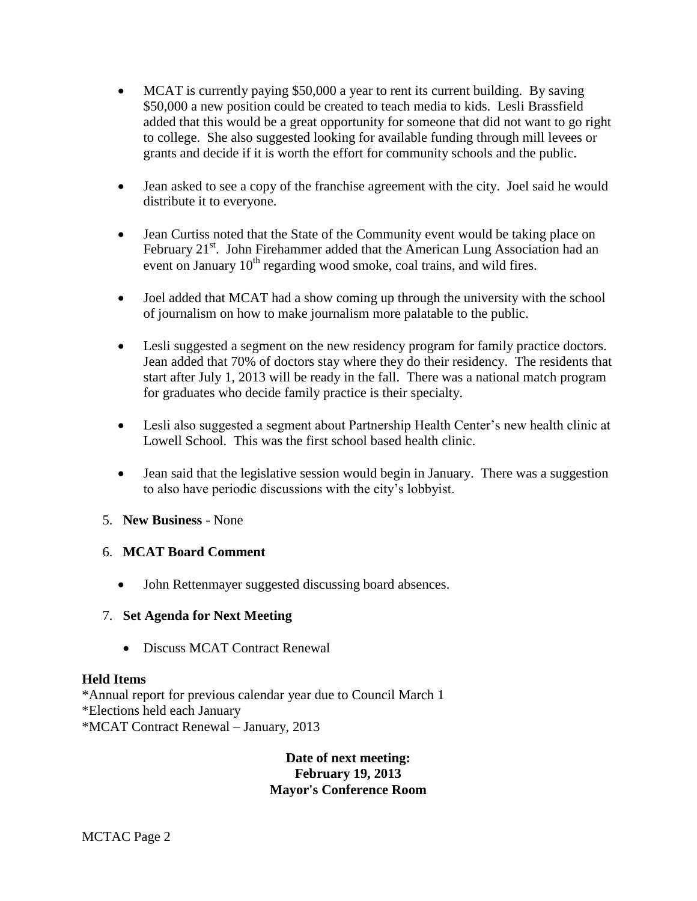- MCAT is currently paying $50,000 a year to rent its current building. By saving $50,000 a new position could be created to teach media to kids. Lesli Brassfield added that this would be a great opportunity for someone that did not want to go right to college. She also suggested looking for available funding through mill levees or grants and decide if it is worth the effort for community schools and the public.

- Jean asked to see a copy of the franchise agreement with the city. Joel said he would distribute it to everyone.

- Jean Curtiss noted that the State of the Community event would be taking place on February 21st. John Firehammer added that the American Lung Association had an event on January 10th regarding wood smoke, coal trains, and wild fires.

- Joel added that MCAT had a show coming up through the university with the school of journalism on how to make journalism more palatable to the public.

- Lesli suggested a segment on the new residency program for family practice doctors. Jean added that 70% of doctors stay where they do their residency. The residents that start after July 1, 2013 will be ready in the fall. There was a national match program for graduates who decide family practice is their specialty.

- Lesli also suggested a segment about Partnership Health Center's new health clinic at Lowell School. This was the first school based health clinic.

- Jean said that the legislative session would begin in January. There was a suggestion to also have periodic discussions with the city's lobbyist.

5. **New Business** - None

6. **MCAT Board Comment**

   - John Rettenmayer suggested discussing board absences.

7. **Set Agenda for Next Meeting**

   - Discuss MCAT Contract Renewal

**Held Items**

*Annual report for previous calendar year due to Council March 1
*Elections held each January
*MCAT Contract Renewal – January, 2013

**Date of next meeting:**
**February 19, 2013**
**Mayor's Conference Room**